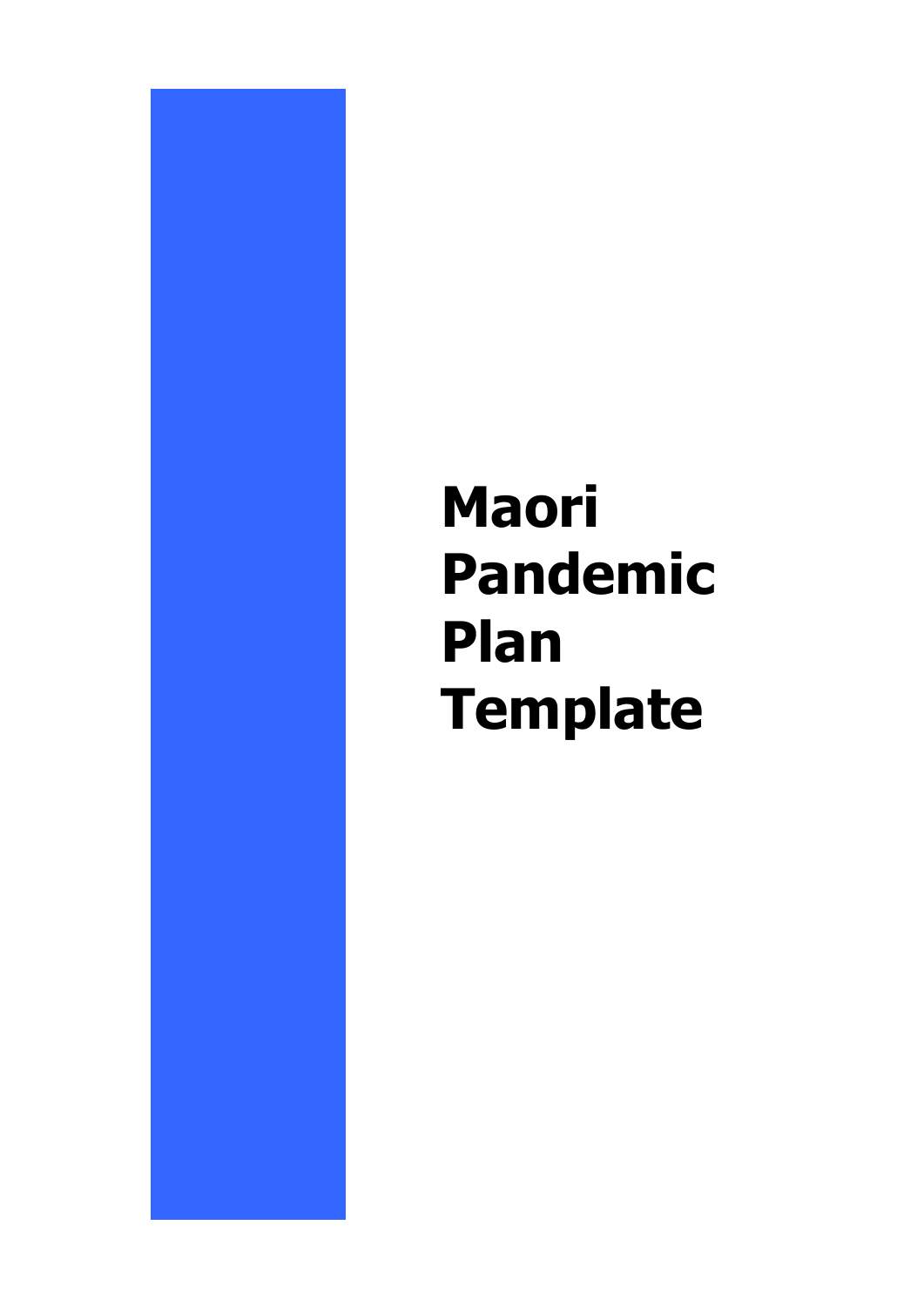# Maori Pandemic Plan Template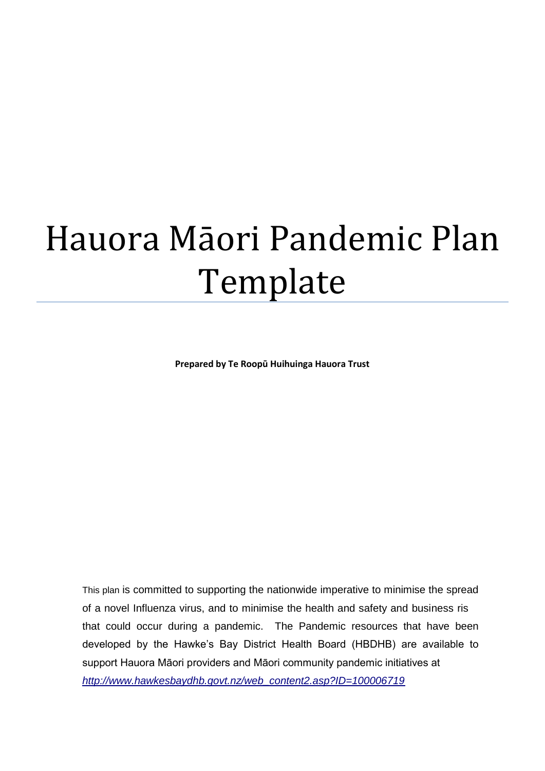# Hauora Māori Pandemic Plan Template

**Prepared by Te Roopū Huihuinga Hauora Trust**

This plan is committed to supporting the nationwide imperative to minimise the spread of a novel Influenza virus, and to minimise the health and safety and business ris that could occur during a pandemic. The Pandemic resources that have been developed by the Hawke's Bay District Health Board (HBDHB) are available to support Hauora Māori providers and Māori community pandemic initiatives at *http://www.hawkesbaydhb.govt.nz/web_content2.asp?ID=100006719*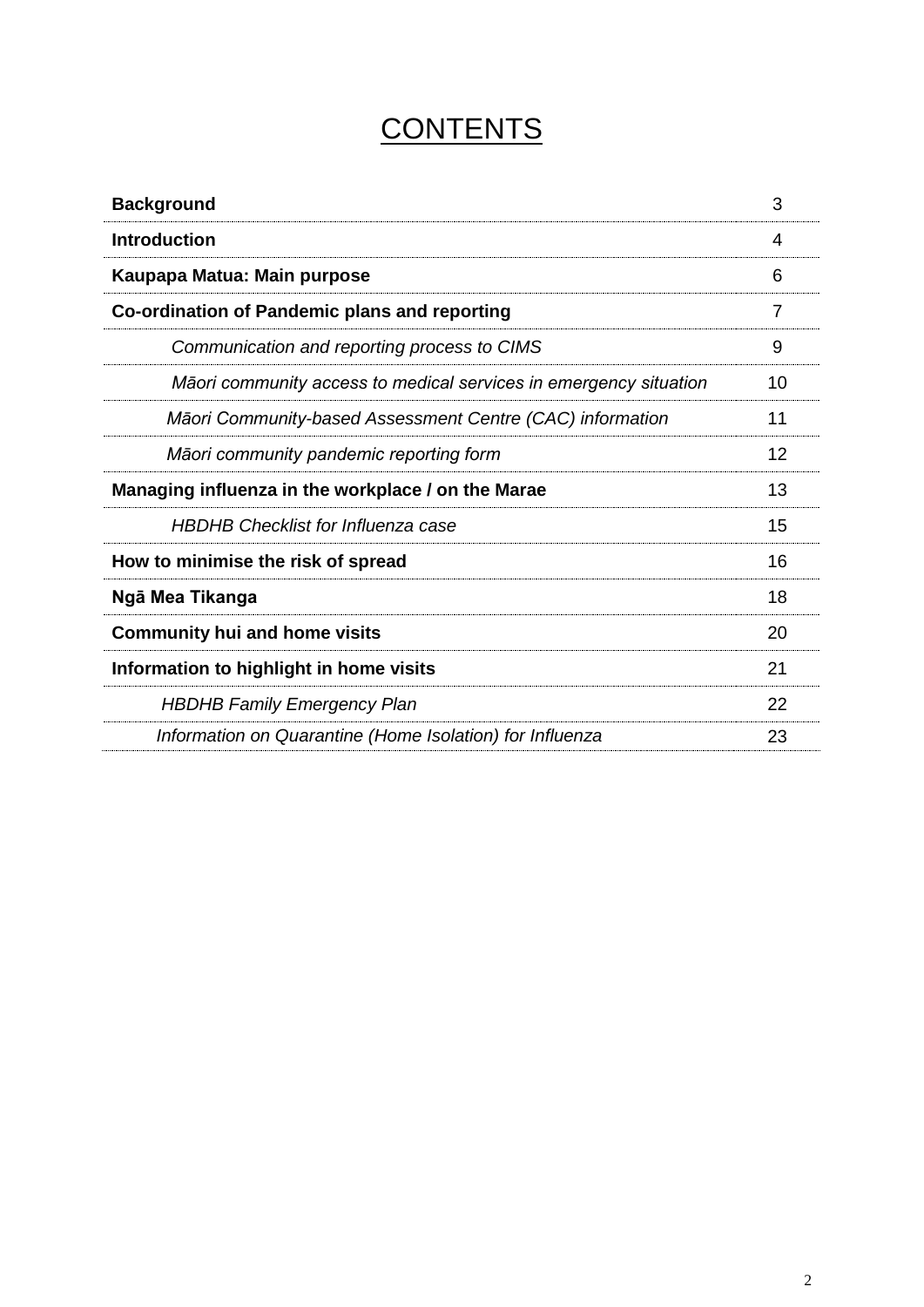# CONTENTS

| | |
|---|---|
| **Background** | 3 |
| **Introduction** | 4 |
| **Kaupapa Matua: Main purpose** | 6 |
| **Co-ordination of Pandemic plans and reporting** | 7 |
| *Communication and reporting process to CIMS* | 9 |
| *Māori community access to medical services in emergency situation* | 10 |
| *Māori Community-based Assessment Centre (CAC) information* | 11 |
| *Māori community pandemic reporting form* | 12 |
| **Managing influenza in the workplace / on the Marae** | 13 |
| *HBDHB Checklist for Influenza case* | 15 |
| **How to minimise the risk of spread** | 16 |
| **Ngā Mea Tikanga** | 18 |
| **Community hui and home visits** | 20 |
| **Information to highlight in home visits** | 21 |
| *HBDHB Family Emergency Plan* | 22 |
| *Information on Quarantine (Home Isolation) for Influenza* | 23 |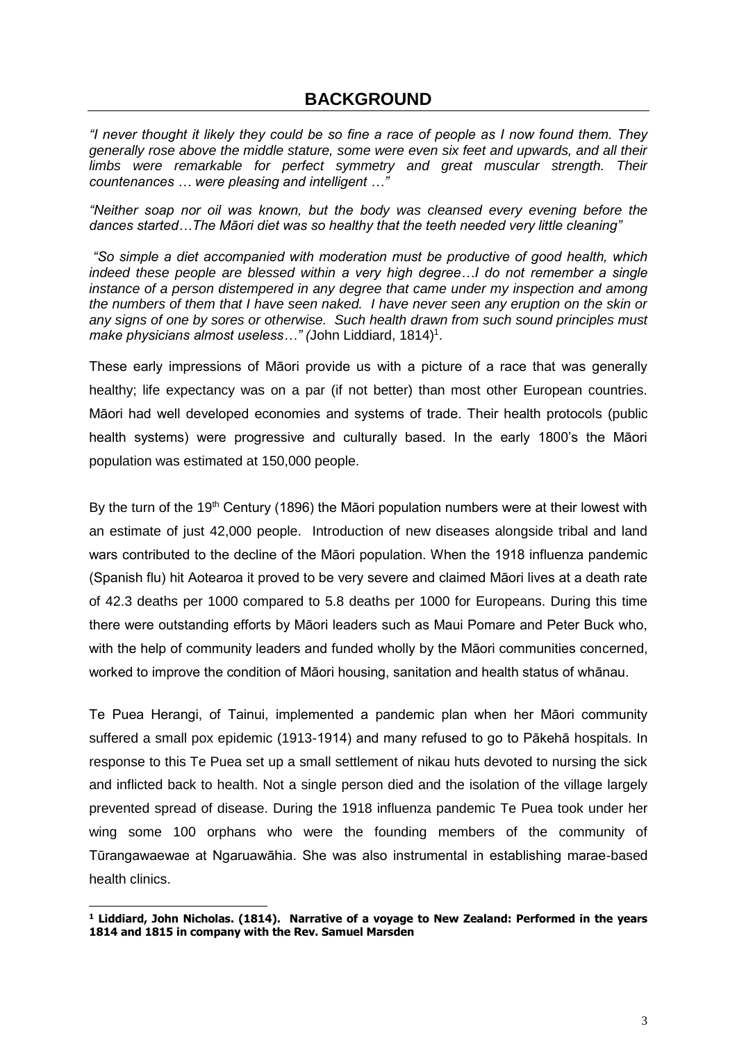## BACKGROUND

*"I never thought it likely they could be so fine a race of people as I now found them. They generally rose above the middle stature, some were even six feet and upwards, and all their limbs were remarkable for perfect symmetry and great muscular strength. Their countenances … were pleasing and intelligent …"*

*"Neither soap nor oil was known, but the body was cleansed every evening before the dances started…The Māori diet was so healthy that the teeth needed very little cleaning"*

*"So simple a diet accompanied with moderation must be productive of good health, which indeed these people are blessed within a very high degree…I do not remember a single instance of a person distempered in any degree that came under my inspection and among the numbers of them that I have seen naked. I have never seen any eruption on the skin or any signs of one by sores or otherwise. Such health drawn from such sound principles must make physicians almost useless…" (*John Liddiard, 1814)[1].

These early impressions of Māori provide us with a picture of a race that was generally healthy; life expectancy was on a par (if not better) than most other European countries. Māori had well developed economies and systems of trade. Their health protocols (public health systems) were progressive and culturally based. In the early 1800's the Māori population was estimated at 150,000 people.

By the turn of the 19th Century (1896) the Māori population numbers were at their lowest with an estimate of just 42,000 people. Introduction of new diseases alongside tribal and land wars contributed to the decline of the Māori population. When the 1918 influenza pandemic (Spanish flu) hit Aotearoa it proved to be very severe and claimed Māori lives at a death rate of 42.3 deaths per 1000 compared to 5.8 deaths per 1000 for Europeans. During this time there were outstanding efforts by Māori leaders such as Maui Pomare and Peter Buck who, with the help of community leaders and funded wholly by the Māori communities concerned, worked to improve the condition of Māori housing, sanitation and health status of whānau.

Te Puea Herangi, of Tainui, implemented a pandemic plan when her Māori community suffered a small pox epidemic (1913-1914) and many refused to go to Pākehā hospitals. In response to this Te Puea set up a small settlement of nikau huts devoted to nursing the sick and inflicted back to health. Not a single person died and the isolation of the village largely prevented spread of disease. During the 1918 influenza pandemic Te Puea took under her wing some 100 orphans who were the founding members of the community of Tūrangawaewae at Ngaruawāhia. She was also instrumental in establishing marae-based health clinics.

---

[1] **Liddiard, John Nicholas. (1814). Narrative of a voyage to New Zealand: Performed in the years 1814 and 1815 in company with the Rev. Samuel Marsden**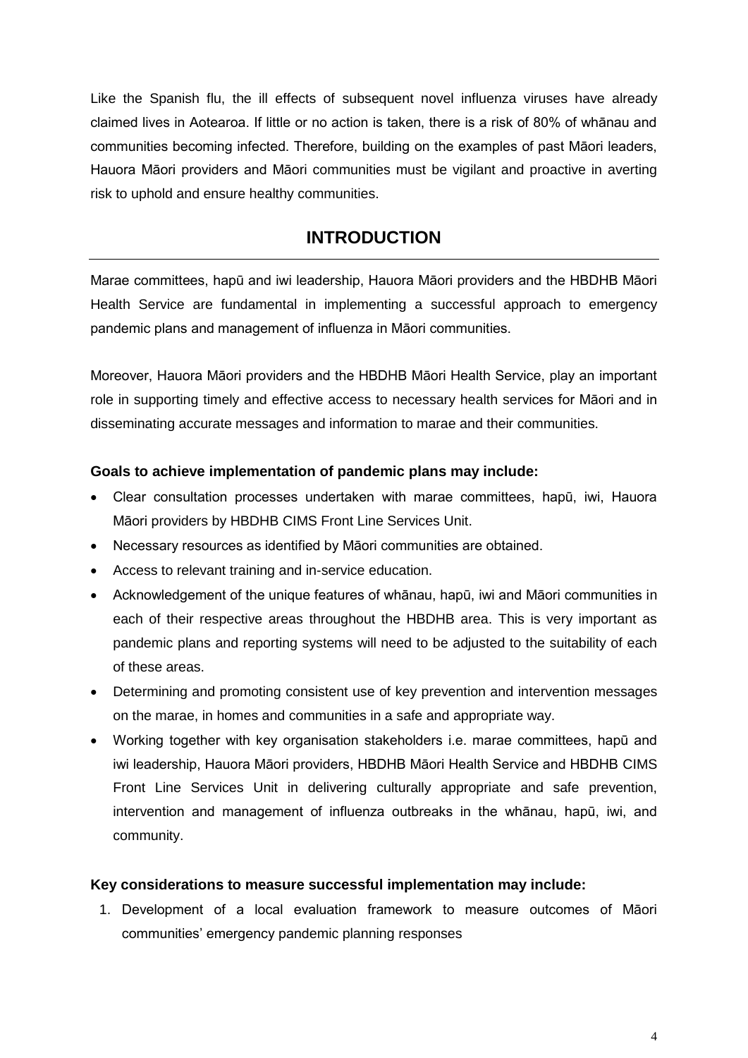Like the Spanish flu, the ill effects of subsequent novel influenza viruses have already claimed lives in Aotearoa. If little or no action is taken, there is a risk of 80% of whānau and communities becoming infected. Therefore, building on the examples of past Māori leaders, Hauora Māori providers and Māori communities must be vigilant and proactive in averting risk to uphold and ensure healthy communities.

## INTRODUCTION

Marae committees, hapū and iwi leadership, Hauora Māori providers and the HBDHB Māori Health Service are fundamental in implementing a successful approach to emergency pandemic plans and management of influenza in Māori communities.

Moreover, Hauora Māori providers and the HBDHB Māori Health Service, play an important role in supporting timely and effective access to necessary health services for Māori and in disseminating accurate messages and information to marae and their communities.

**Goals to achieve implementation of pandemic plans may include:**

- Clear consultation processes undertaken with marae committees, hapū, iwi, Hauora Māori providers by HBDHB CIMS Front Line Services Unit.
- Necessary resources as identified by Māori communities are obtained.
- Access to relevant training and in-service education.
- Acknowledgement of the unique features of whānau, hapū, iwi and Māori communities in each of their respective areas throughout the HBDHB area. This is very important as pandemic plans and reporting systems will need to be adjusted to the suitability of each of these areas.
- Determining and promoting consistent use of key prevention and intervention messages on the marae, in homes and communities in a safe and appropriate way.
- Working together with key organisation stakeholders i.e. marae committees, hapū and iwi leadership, Hauora Māori providers, HBDHB Māori Health Service and HBDHB CIMS Front Line Services Unit in delivering culturally appropriate and safe prevention, intervention and management of influenza outbreaks in the whānau, hapū, iwi, and community.

**Key considerations to measure successful implementation may include:**

1. Development of a local evaluation framework to measure outcomes of Māori communities' emergency pandemic planning responses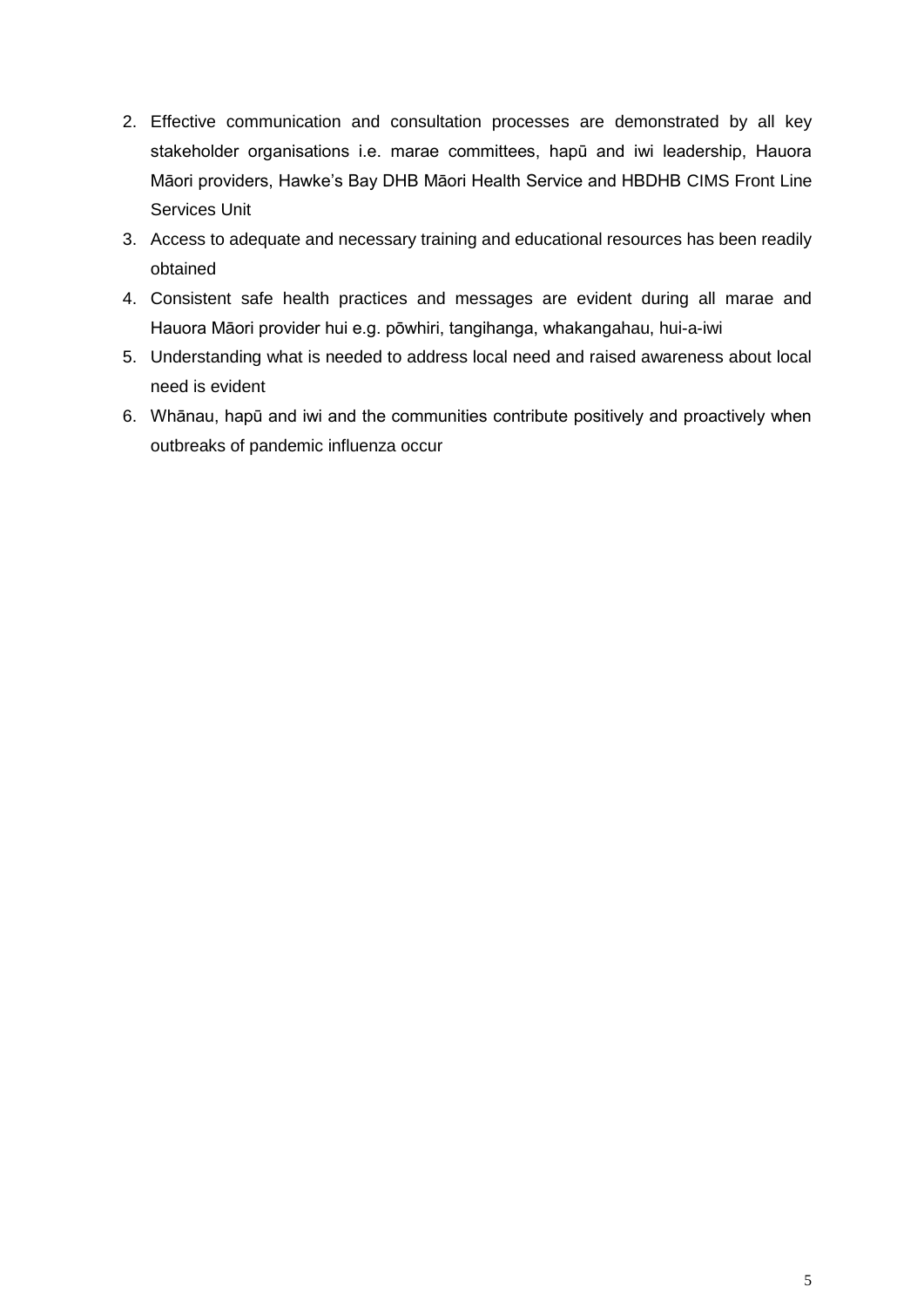2. Effective communication and consultation processes are demonstrated by all key stakeholder organisations i.e. marae committees, hapū and iwi leadership, Hauora Māori providers, Hawke's Bay DHB Māori Health Service and HBDHB CIMS Front Line Services Unit
3. Access to adequate and necessary training and educational resources has been readily obtained
4. Consistent safe health practices and messages are evident during all marae and Hauora Māori provider hui e.g. pōwhiri, tangihanga, whakangahau, hui-a-iwi
5. Understanding what is needed to address local need and raised awareness about local need is evident
6. Whānau, hapū and iwi and the communities contribute positively and proactively when outbreaks of pandemic influenza occur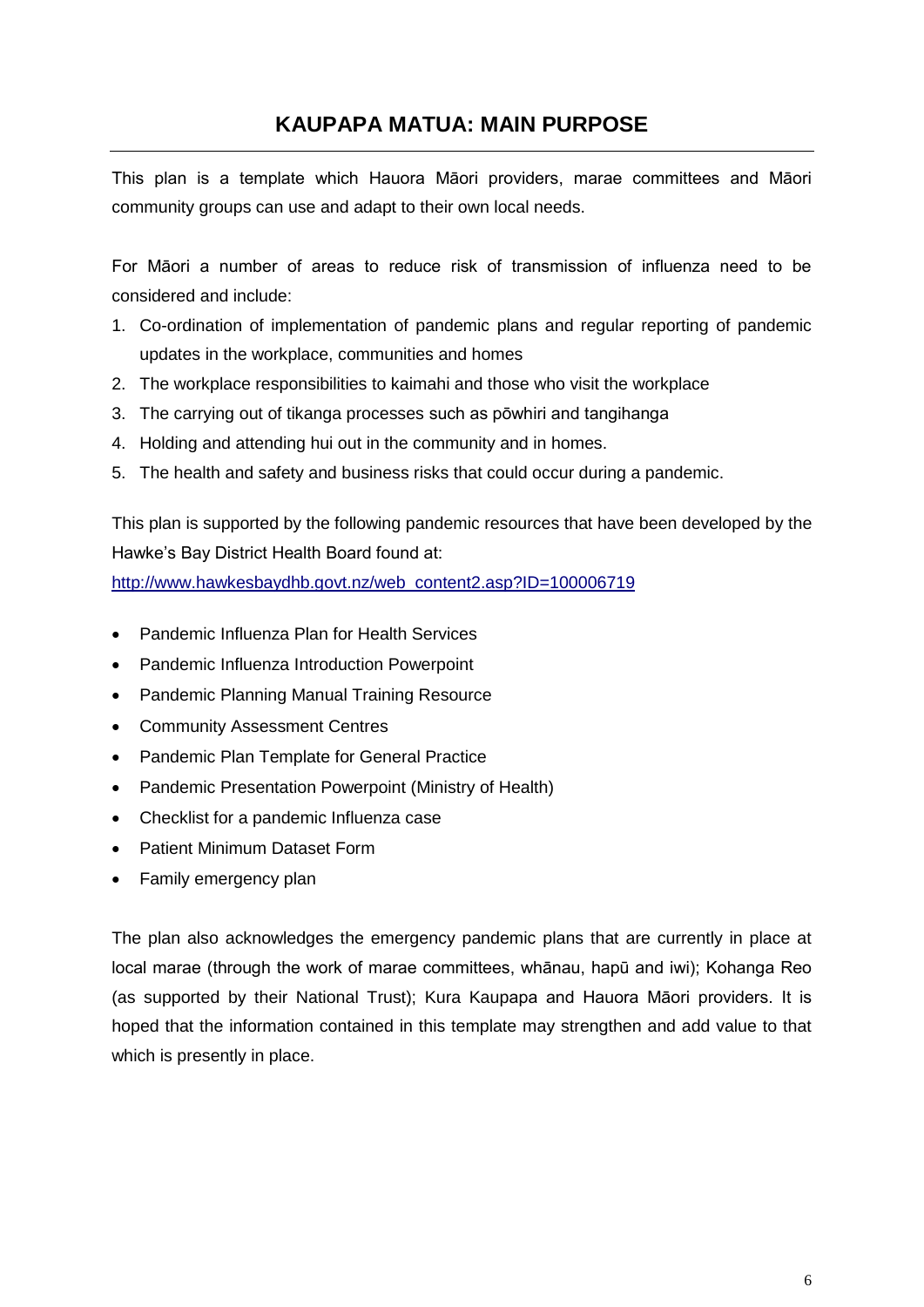# KAUPAPA MATUA: MAIN PURPOSE

This plan is a template which Hauora Māori providers, marae committees and Māori community groups can use and adapt to their own local needs.

For Māori a number of areas to reduce risk of transmission of influenza need to be considered and include:

1. Co-ordination of implementation of pandemic plans and regular reporting of pandemic updates in the workplace, communities and homes
2. The workplace responsibilities to kaimahi and those who visit the workplace
3. The carrying out of tikanga processes such as pōwhiri and tangihanga
4. Holding and attending hui out in the community and in homes.
5. The health and safety and business risks that could occur during a pandemic.

This plan is supported by the following pandemic resources that have been developed by the Hawke's Bay District Health Board found at:
http://www.hawkesbaydhb.govt.nz/web_content2.asp?ID=100006719

- Pandemic Influenza Plan for Health Services
- Pandemic Influenza Introduction Powerpoint
- Pandemic Planning Manual Training Resource
- Community Assessment Centres
- Pandemic Plan Template for General Practice
- Pandemic Presentation Powerpoint (Ministry of Health)
- Checklist for a pandemic Influenza case
- Patient Minimum Dataset Form
- Family emergency plan

The plan also acknowledges the emergency pandemic plans that are currently in place at local marae (through the work of marae committees, whānau, hapū and iwi); Kohanga Reo (as supported by their National Trust); Kura Kaupapa and Hauora Māori providers. It is hoped that the information contained in this template may strengthen and add value to that which is presently in place.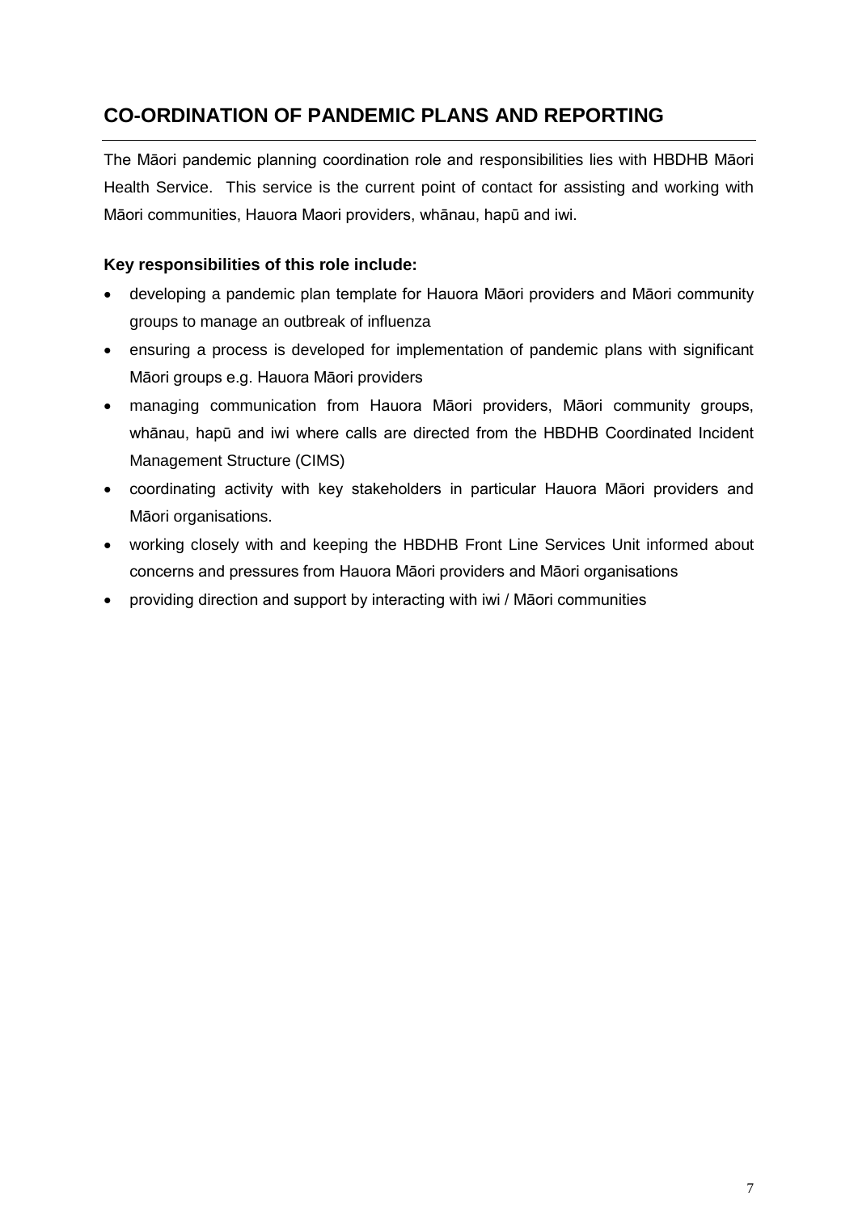## CO-ORDINATION OF PANDEMIC PLANS AND REPORTING

The Māori pandemic planning coordination role and responsibilities lies with HBDHB Māori Health Service. This service is the current point of contact for assisting and working with Māori communities, Hauora Maori providers, whānau, hapū and iwi.

**Key responsibilities of this role include:**

- developing a pandemic plan template for Hauora Māori providers and Māori community groups to manage an outbreak of influenza
- ensuring a process is developed for implementation of pandemic plans with significant Māori groups e.g. Hauora Māori providers
- managing communication from Hauora Māori providers, Māori community groups, whānau, hapū and iwi where calls are directed from the HBDHB Coordinated Incident Management Structure (CIMS)
- coordinating activity with key stakeholders in particular Hauora Māori providers and Māori organisations.
- working closely with and keeping the HBDHB Front Line Services Unit informed about concerns and pressures from Hauora Māori providers and Māori organisations
- providing direction and support by interacting with iwi / Māori communities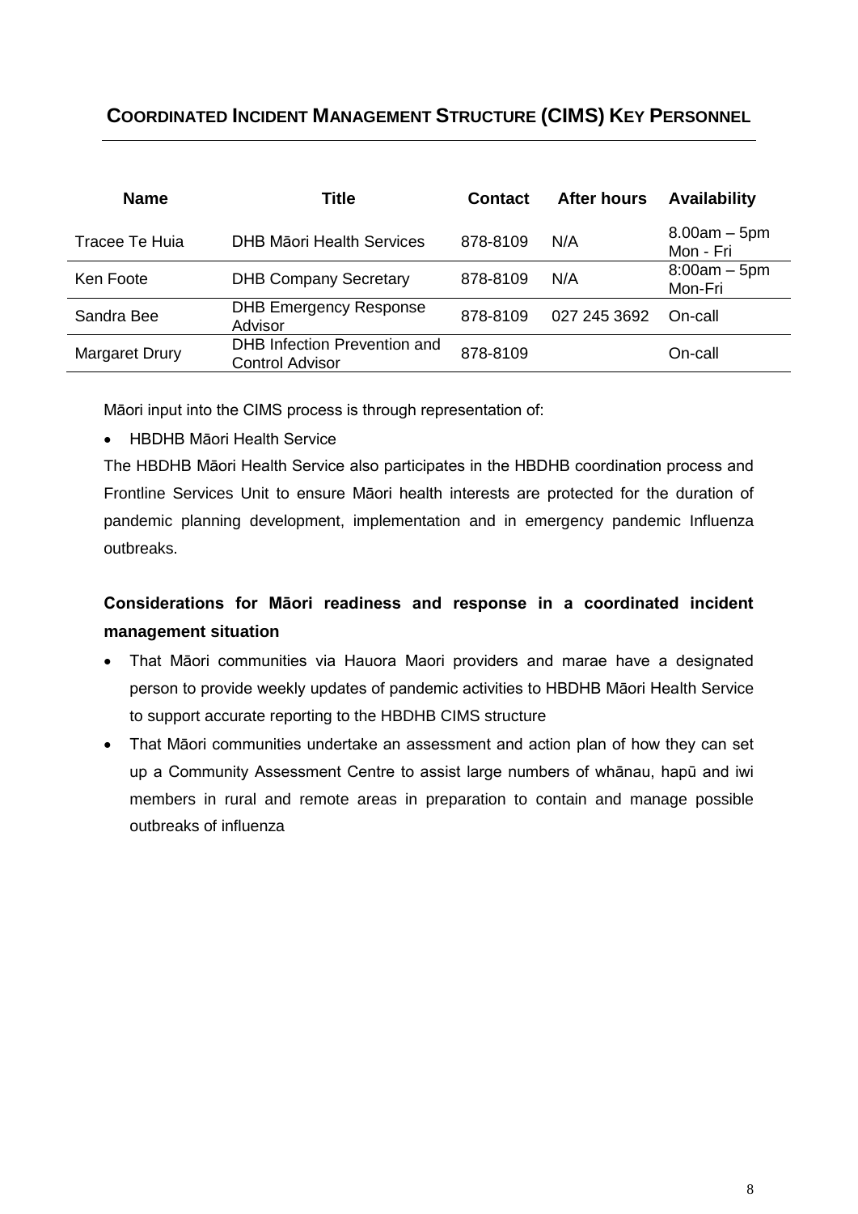## Coordinated Incident Management Structure (CIMS) Key Personnel

| Name | Title | Contact | After hours | Availability |
|---|---|---|---|---|
| Tracee Te Huia | DHB Māori Health Services | 878-8109 | N/A | 8.00am – 5pm Mon - Fri |
| Ken Foote | DHB Company Secretary | 878-8109 | N/A | 8:00am – 5pm Mon-Fri |
| Sandra Bee | DHB Emergency Response Advisor | 878-8109 | 027 245 3692 | On-call |
| Margaret Drury | DHB Infection Prevention and Control Advisor | 878-8109 | | On-call |

Māori input into the CIMS process is through representation of:

- HBDHB Māori Health Service

The HBDHB Māori Health Service also participates in the HBDHB coordination process and Frontline Services Unit to ensure Māori health interests are protected for the duration of pandemic planning development, implementation and in emergency pandemic Influenza outbreaks.

### Considerations for Māori readiness and response in a coordinated incident management situation

- That Māori communities via Hauora Maori providers and marae have a designated person to provide weekly updates of pandemic activities to HBDHB Māori Health Service to support accurate reporting to the HBDHB CIMS structure
- That Māori communities undertake an assessment and action plan of how they can set up a Community Assessment Centre to assist large numbers of whānau, hapū and iwi members in rural and remote areas in preparation to contain and manage possible outbreaks of influenza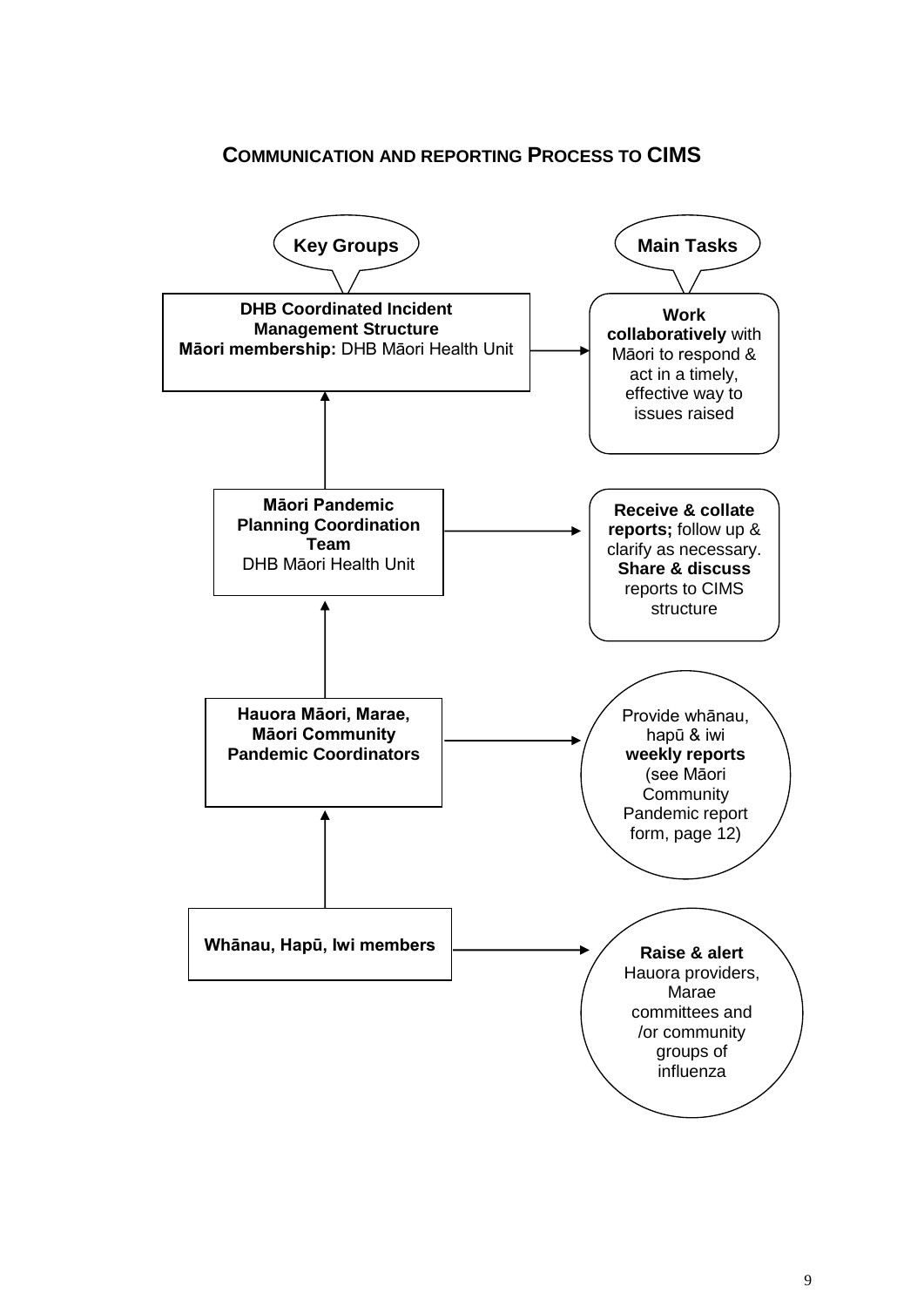## Communication and Reporting Process to CIMS

| Key Groups | Main Tasks |
|---|---|
| **DHB Coordinated Incident Management Structure** **Māori membership:** DHB Māori Health Unit | **Work collaboratively** with Māori to respond & act in a timely, effective way to issues raised |
| **Māori Pandemic Planning Coordination Team** DHB Māori Health Unit | **Receive & collate reports;** follow up & clarify as necessary. **Share & discuss** reports to CIMS structure |
| **Hauora Māori, Marae, Māori Community Pandemic Coordinators** | Provide whānau, hapū & iwi **weekly reports** (see Māori Community Pandemic report form, page 12) |
| **Whānau, Hapū, Iwi members** | **Raise & alert** Hauora providers, Marae committees and /or community groups of influenza |

Reporting flows upward: Whānau, Hapū, Iwi members → Hauora Māori, Marae, Māori Community Pandemic Coordinators → Māori Pandemic Planning Coordination Team → DHB Coordinated Incident Management Structure.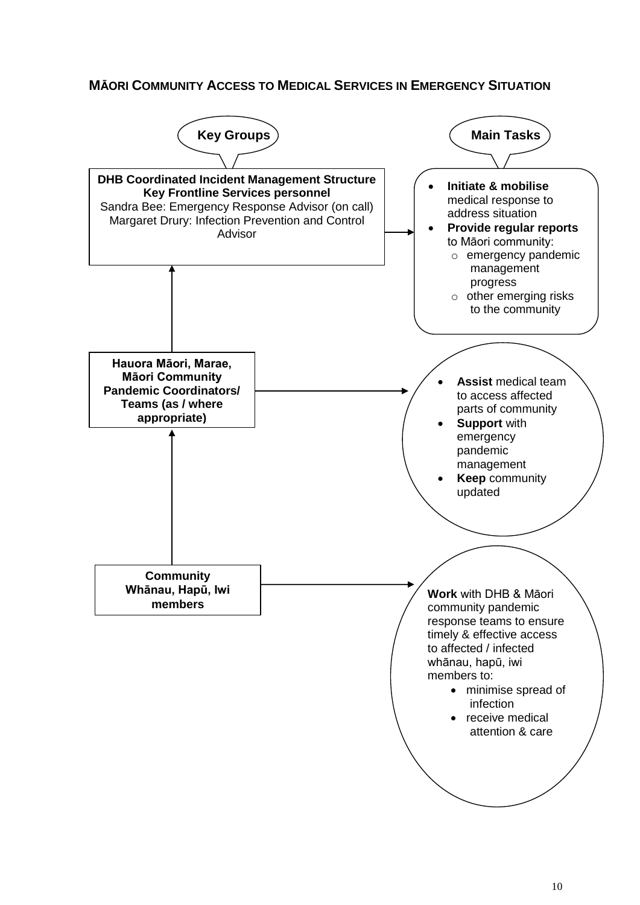# Māori Community Access to Medical Services in Emergency Situation

| Key Groups | Main Tasks |
| --- | --- |
| **DHB Coordinated Incident Management Structure Key Frontline Services personnel**<br>Sandra Bee: Emergency Response Advisor (on call)<br>Margaret Drury: Infection Prevention and Control Advisor | • **Initiate & mobilise** medical response to address situation<br>• **Provide regular reports** to Māori community:<br>  o emergency pandemic management progress<br>  o other emerging risks to the community |
| **Hauora Māori, Marae, Māori Community Pandemic Coordinators/ Teams (as / where appropriate)** | • **Assist** medical team to access affected parts of community<br>• **Support** with emergency pandemic management<br>• **Keep** community updated |
| **Community Whānau, Hapū, Iwi members** | **Work** with DHB & Māori community pandemic response teams to ensure timely & effective access to affected / infected whānau, hapū, iwi members to:<br>• minimise spread of infection<br>• receive medical attention & care |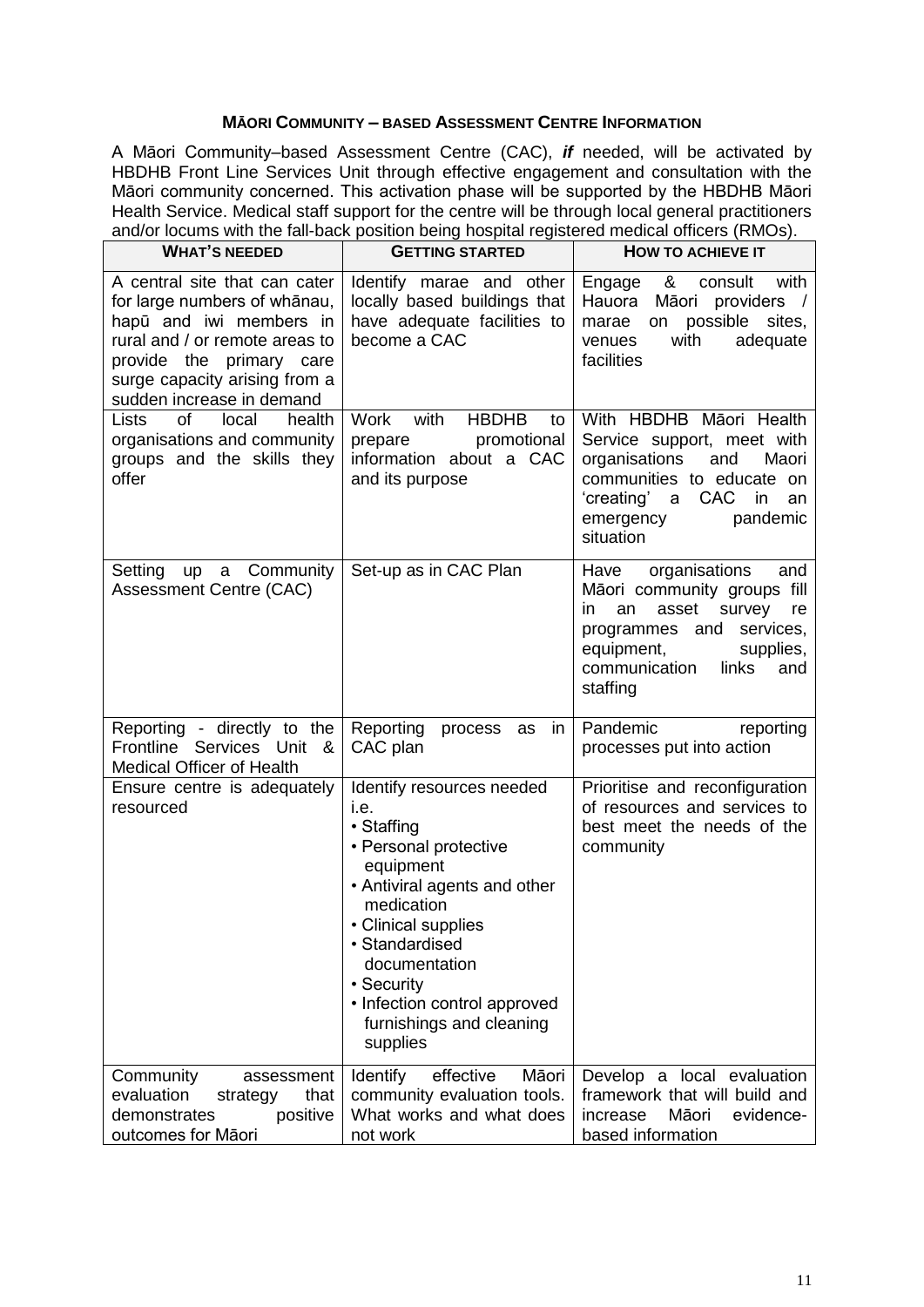## MĀORI COMMUNITY – BASED ASSESSMENT CENTRE INFORMATION

A Māori Community–based Assessment Centre (CAC), ***if*** needed, will be activated by HBDHB Front Line Services Unit through effective engagement and consultation with the Māori community concerned. This activation phase will be supported by the HBDHB Māori Health Service. Medical staff support for the centre will be through local general practitioners and/or locums with the fall-back position being hospital registered medical officers (RMOs).

| WHAT'S NEEDED | GETTING STARTED | HOW TO ACHIEVE IT |
| --- | --- | --- |
| A central site that can cater for large numbers of whānau, hapū and iwi members in rural and / or remote areas to provide the primary care surge capacity arising from a sudden increase in demand | Identify marae and other locally based buildings that have adequate facilities to become a CAC | Engage & consult with Hauora Māori providers / marae on possible sites, venues with adequate facilities |
| Lists of local health organisations and community groups and the skills they offer | Work with HBDHB to prepare promotional information about a CAC and its purpose | With HBDHB Māori Health Service support, meet with organisations and Maori communities to educate on 'creating' a CAC in an emergency pandemic situation |
| Setting up a Community Assessment Centre (CAC) | Set-up as in CAC Plan | Have organisations and Māori community groups fill in an asset survey re programmes and services, equipment, supplies, communication links and staffing |
| Reporting - directly to the Frontline Services Unit & Medical Officer of Health | Reporting process as in CAC plan | Pandemic reporting processes put into action |
| Ensure centre is adequately resourced | Identify resources needed i.e.<br>• Staffing<br>• Personal protective equipment<br>• Antiviral agents and other medication<br>• Clinical supplies<br>• Standardised documentation<br>• Security<br>• Infection control approved furnishings and cleaning supplies | Prioritise and reconfiguration of resources and services to best meet the needs of the community |
| Community assessment evaluation strategy that demonstrates positive outcomes for Māori | Identify effective Māori community evaluation tools. What works and what does not work | Develop a local evaluation framework that will build and increase Māori evidence-based information |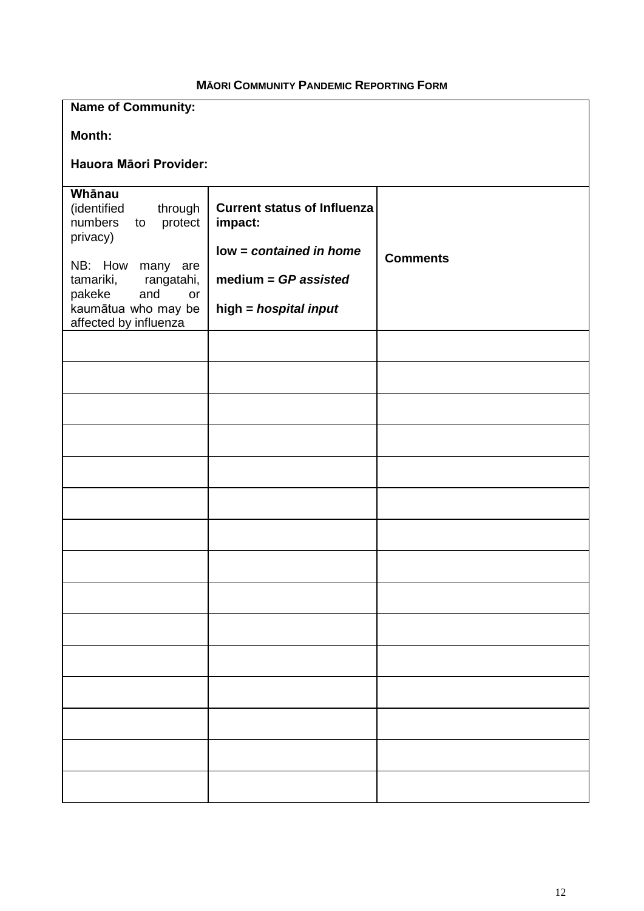**MĀORI COMMUNITY PANDEMIC REPORTING FORM**

**Name of Community:**

**Month:**

**Hauora Māori Provider:**

| **Whānau** (identified through numbers to protect privacy)<br><br>NB: How many are tamariki, rangatahi, pakeke and or kaumātua who may be affected by influenza | **Current status of Influenza impact:**<br><br>**low =** ***contained in home***<br><br>**medium =** ***GP assisted***<br><br>**high =** ***hospital input*** | **Comments** |
|---|---|---|
| | | |
| | | |
| | | |
| | | |
| | | |
| | | |
| | | |
| | | |
| | | |
| | | |
| | | |
| | | |
| | | |
| | | |
| | | |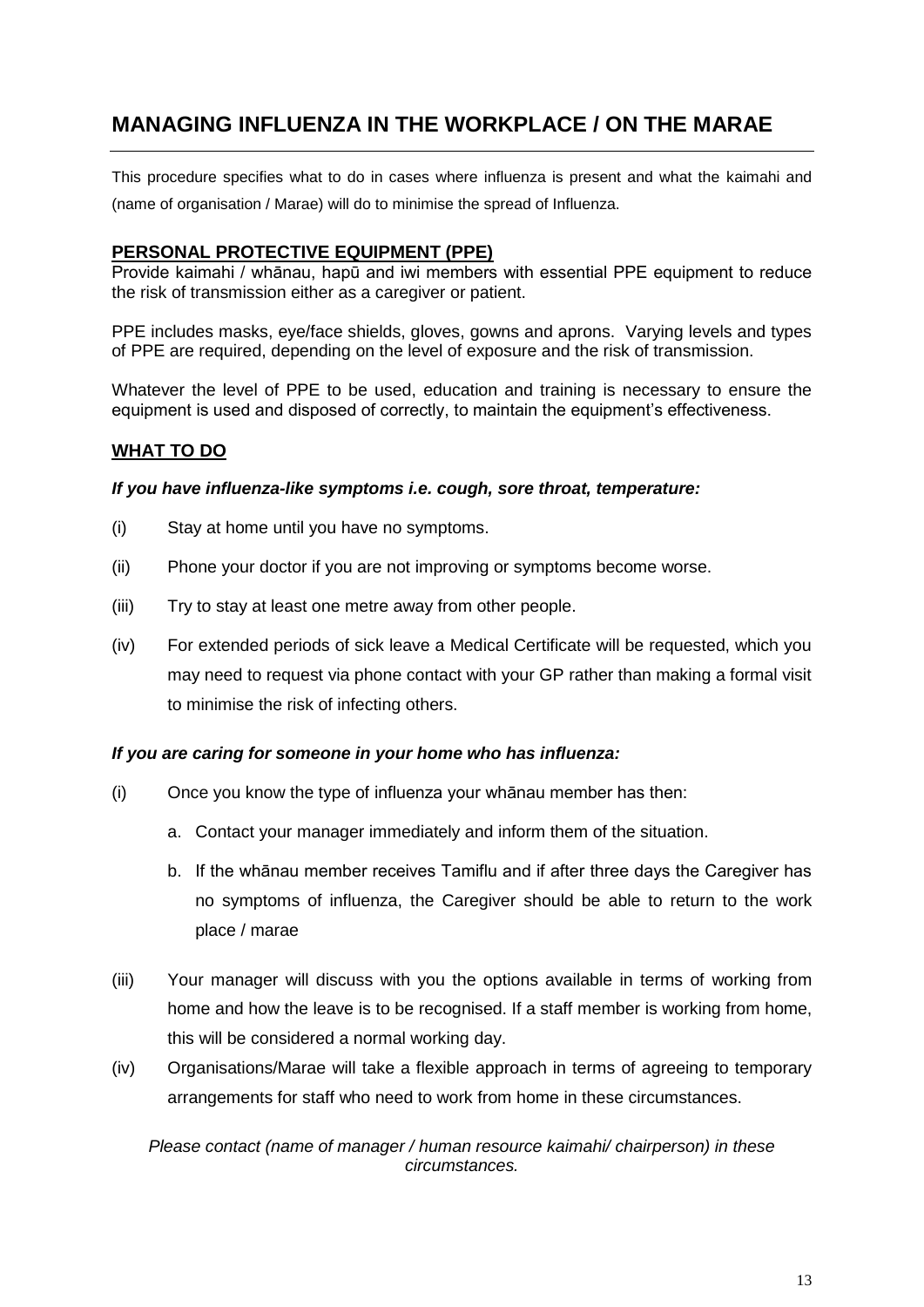# MANAGING INFLUENZA IN THE WORKPLACE / ON THE MARAE

This procedure specifies what to do in cases where influenza is present and what the kaimahi and (name of organisation / Marae) will do to minimise the spread of Influenza.

## PERSONAL PROTECTIVE EQUIPMENT (PPE)

Provide kaimahi / whānau, hapū and iwi members with essential PPE equipment to reduce the risk of transmission either as a caregiver or patient.

PPE includes masks, eye/face shields, gloves, gowns and aprons. Varying levels and types of PPE are required, depending on the level of exposure and the risk of transmission.

Whatever the level of PPE to be used, education and training is necessary to ensure the equipment is used and disposed of correctly, to maintain the equipment's effectiveness.

## WHAT TO DO

***If you have influenza-like symptoms i.e. cough, sore throat, temperature:***

(i) Stay at home until you have no symptoms.

(ii) Phone your doctor if you are not improving or symptoms become worse.

(iii) Try to stay at least one metre away from other people.

(iv) For extended periods of sick leave a Medical Certificate will be requested, which you may need to request via phone contact with your GP rather than making a formal visit to minimise the risk of infecting others.

***If you are caring for someone in your home who has influenza:***

(i) Once you know the type of influenza your whānau member has then:

   a. Contact your manager immediately and inform them of the situation.

   b. If the whānau member receives Tamiflu and if after three days the Caregiver has no symptoms of influenza, the Caregiver should be able to return to the work place / marae

(iii) Your manager will discuss with you the options available in terms of working from home and how the leave is to be recognised. If a staff member is working from home, this will be considered a normal working day.

(iv) Organisations/Marae will take a flexible approach in terms of agreeing to temporary arrangements for staff who need to work from home in these circumstances.

*Please contact (name of manager / human resource kaimahi/ chairperson) in these circumstances.*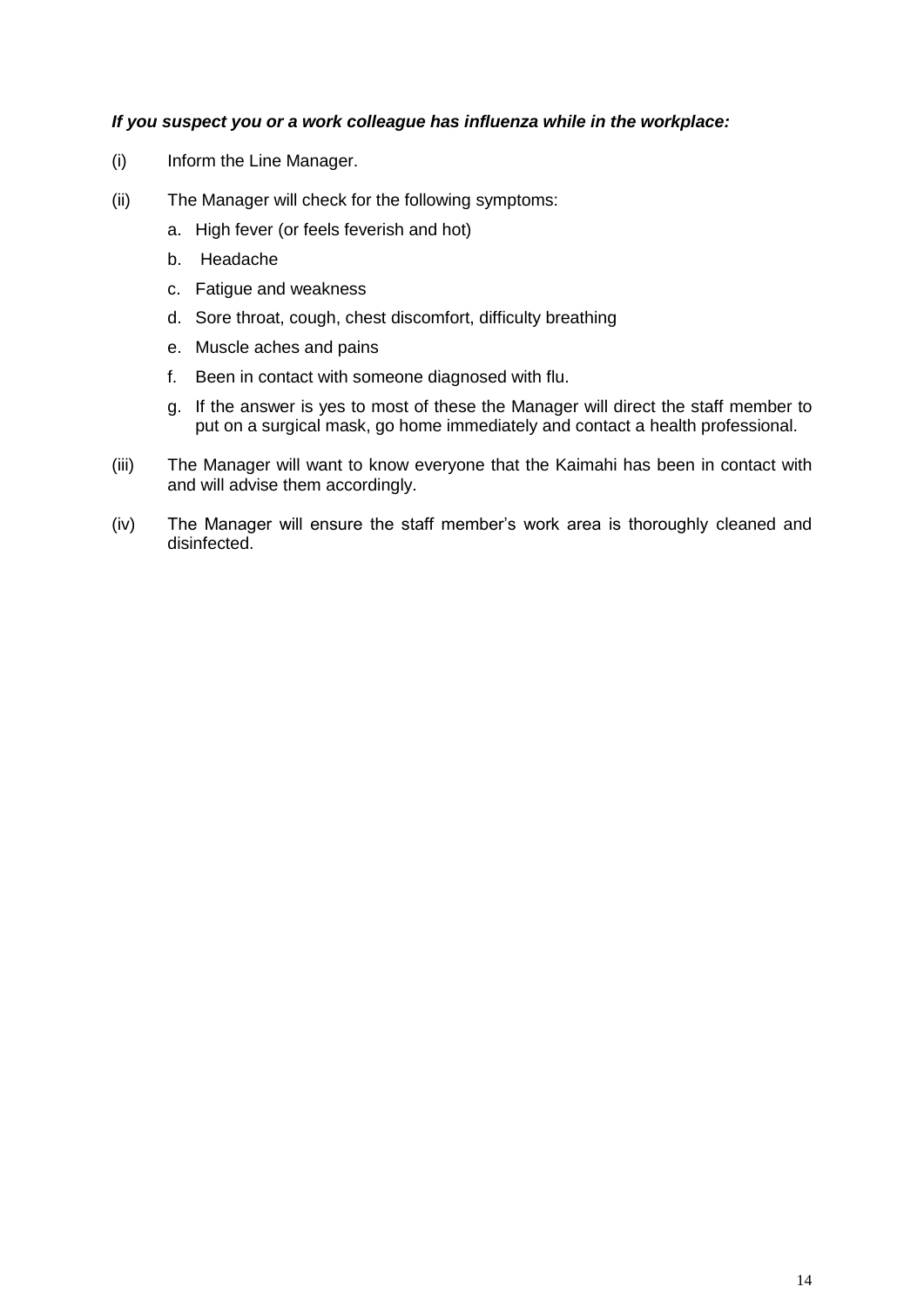***If you suspect you or a work colleague has influenza while in the workplace:***

(i) Inform the Line Manager.

(ii) The Manager will check for the following symptoms:

a. High fever (or feels feverish and hot)

b. Headache

c. Fatigue and weakness

d. Sore throat, cough, chest discomfort, difficulty breathing

e. Muscle aches and pains

f. Been in contact with someone diagnosed with flu.

g. If the answer is yes to most of these the Manager will direct the staff member to put on a surgical mask, go home immediately and contact a health professional.

(iii) The Manager will want to know everyone that the Kaimahi has been in contact with and will advise them accordingly.

(iv) The Manager will ensure the staff member's work area is thoroughly cleaned and disinfected.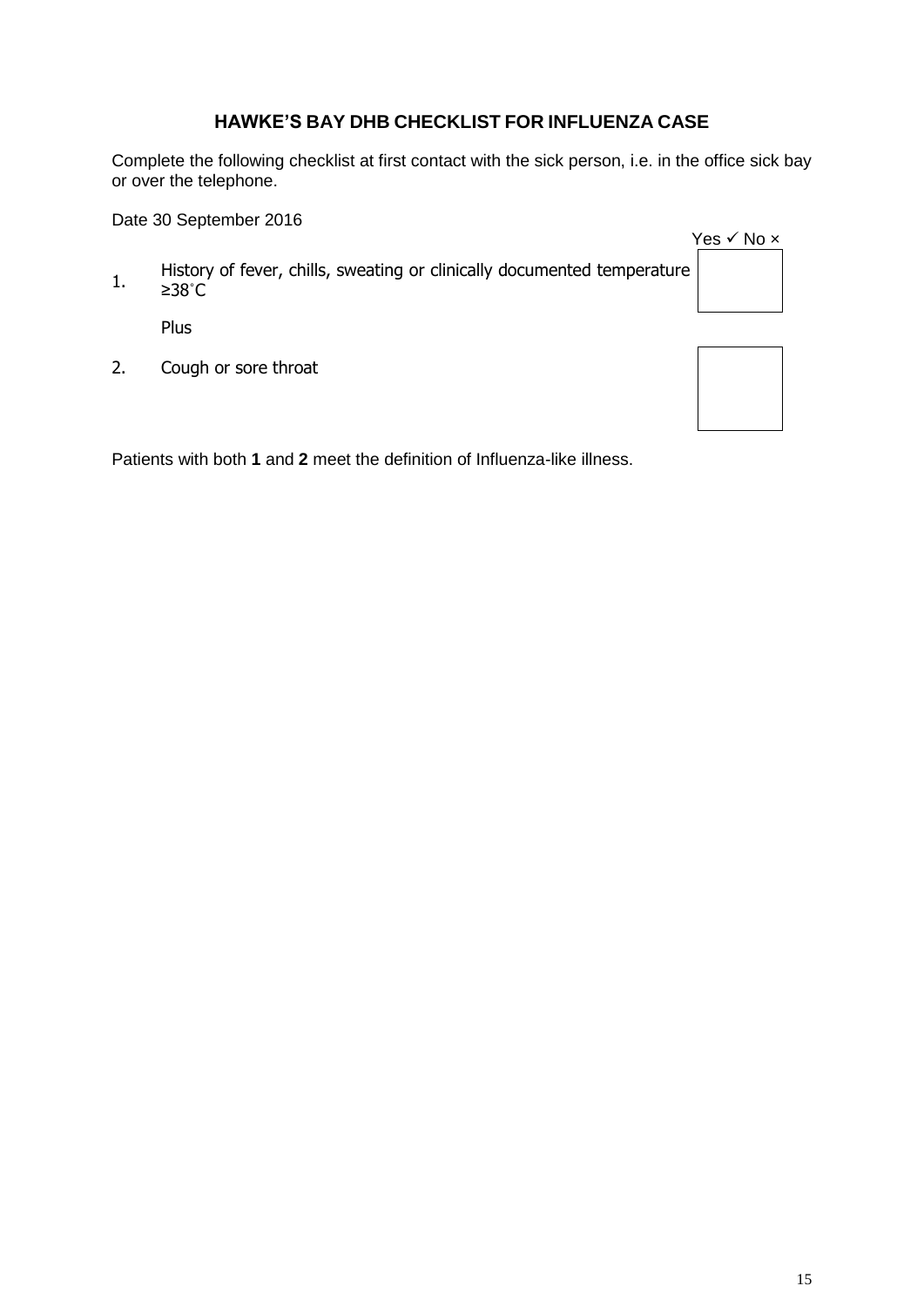## HAWKE'S BAY DHB CHECKLIST FOR INFLUENZA CASE

Complete the following checklist at first contact with the sick person, i.e. in the office sick bay or over the telephone.

Date 30 September 2016

| | | Yes ✓ No × |
|---|---|---|
| 1. | History of fever, chills, sweating or clinically documented temperature ≥38˚C | |
| | Plus | |
| 2. | Cough or sore throat | |

Patients with both **1** and **2** meet the definition of Influenza-like illness.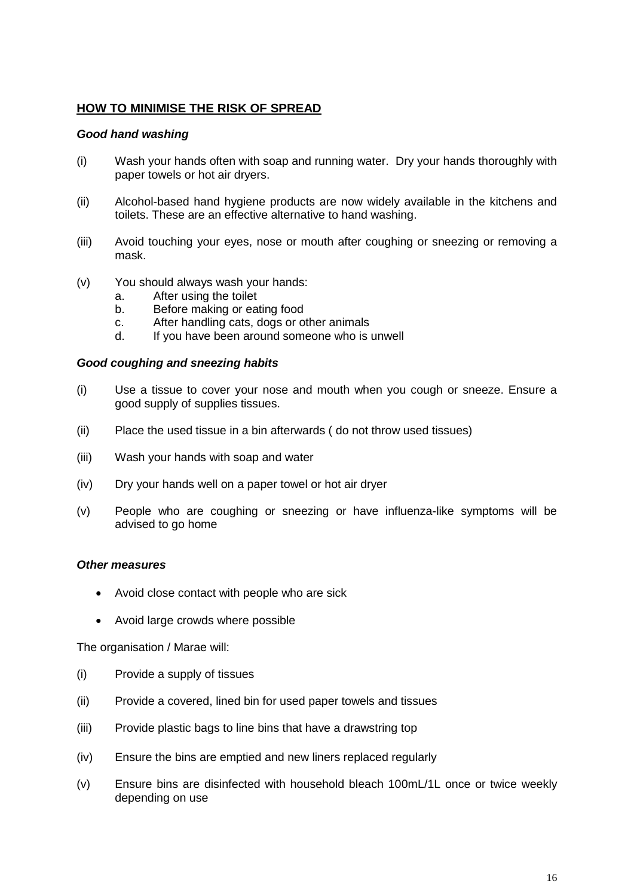## HOW TO MINIMISE THE RISK OF SPREAD

***Good hand washing***

(i) Wash your hands often with soap and running water. Dry your hands thoroughly with paper towels or hot air dryers.

(ii) Alcohol-based hand hygiene products are now widely available in the kitchens and toilets. These are an effective alternative to hand washing.

(iii) Avoid touching your eyes, nose or mouth after coughing or sneezing or removing a mask.

(v) You should always wash your hands:
   a. After using the toilet
   b. Before making or eating food
   c. After handling cats, dogs or other animals
   d. If you have been around someone who is unwell

***Good coughing and sneezing habits***

(i) Use a tissue to cover your nose and mouth when you cough or sneeze. Ensure a good supply of supplies tissues.

(ii) Place the used tissue in a bin afterwards ( do not throw used tissues)

(iii) Wash your hands with soap and water

(iv) Dry your hands well on a paper towel or hot air dryer

(v) People who are coughing or sneezing or have influenza-like symptoms will be advised to go home

***Other measures***

- Avoid close contact with people who are sick
- Avoid large crowds where possible

The organisation / Marae will:

(i) Provide a supply of tissues

(ii) Provide a covered, lined bin for used paper towels and tissues

(iii) Provide plastic bags to line bins that have a drawstring top

(iv) Ensure the bins are emptied and new liners replaced regularly

(v) Ensure bins are disinfected with household bleach 100mL/1L once or twice weekly depending on use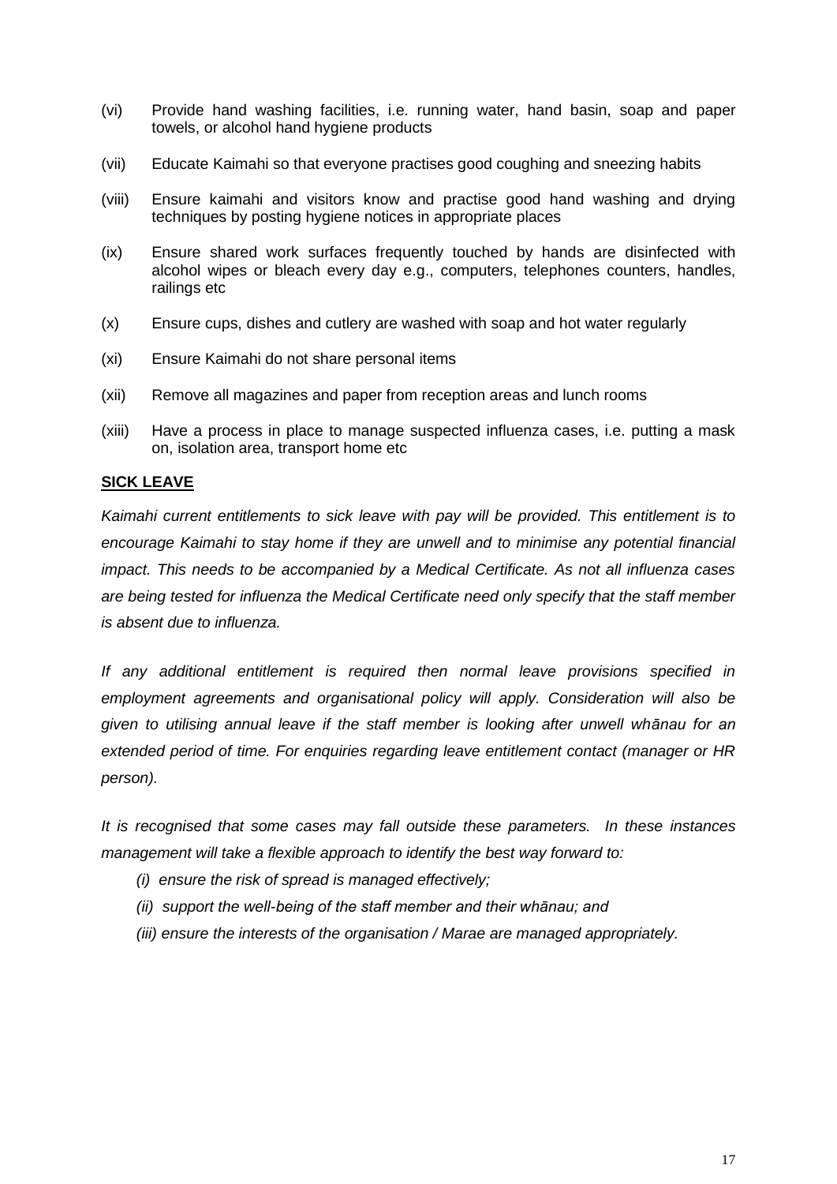(vi) Provide hand washing facilities, i.e. running water, hand basin, soap and paper towels, or alcohol hand hygiene products

(vii) Educate Kaimahi so that everyone practises good coughing and sneezing habits

(viii) Ensure kaimahi and visitors know and practise good hand washing and drying techniques by posting hygiene notices in appropriate places

(ix) Ensure shared work surfaces frequently touched by hands are disinfected with alcohol wipes or bleach every day e.g., computers, telephones counters, handles, railings etc

(x) Ensure cups, dishes and cutlery are washed with soap and hot water regularly

(xi) Ensure Kaimahi do not share personal items

(xii) Remove all magazines and paper from reception areas and lunch rooms

(xiii) Have a process in place to manage suspected influenza cases, i.e. putting a mask on, isolation area, transport home etc

**SICK LEAVE**

*Kaimahi current entitlements to sick leave with pay will be provided. This entitlement is to encourage Kaimahi to stay home if they are unwell and to minimise any potential financial impact. This needs to be accompanied by a Medical Certificate. As not all influenza cases are being tested for influenza the Medical Certificate need only specify that the staff member is absent due to influenza.*

*If any additional entitlement is required then normal leave provisions specified in employment agreements and organisational policy will apply. Consideration will also be given to utilising annual leave if the staff member is looking after unwell whānau for an extended period of time. For enquiries regarding leave entitlement contact (manager or HR person).*

*It is recognised that some cases may fall outside these parameters. In these instances management will take a flexible approach to identify the best way forward to:*

*(i) ensure the risk of spread is managed effectively;*

*(ii) support the well-being of the staff member and their whānau; and*

*(iii) ensure the interests of the organisation / Marae are managed appropriately.*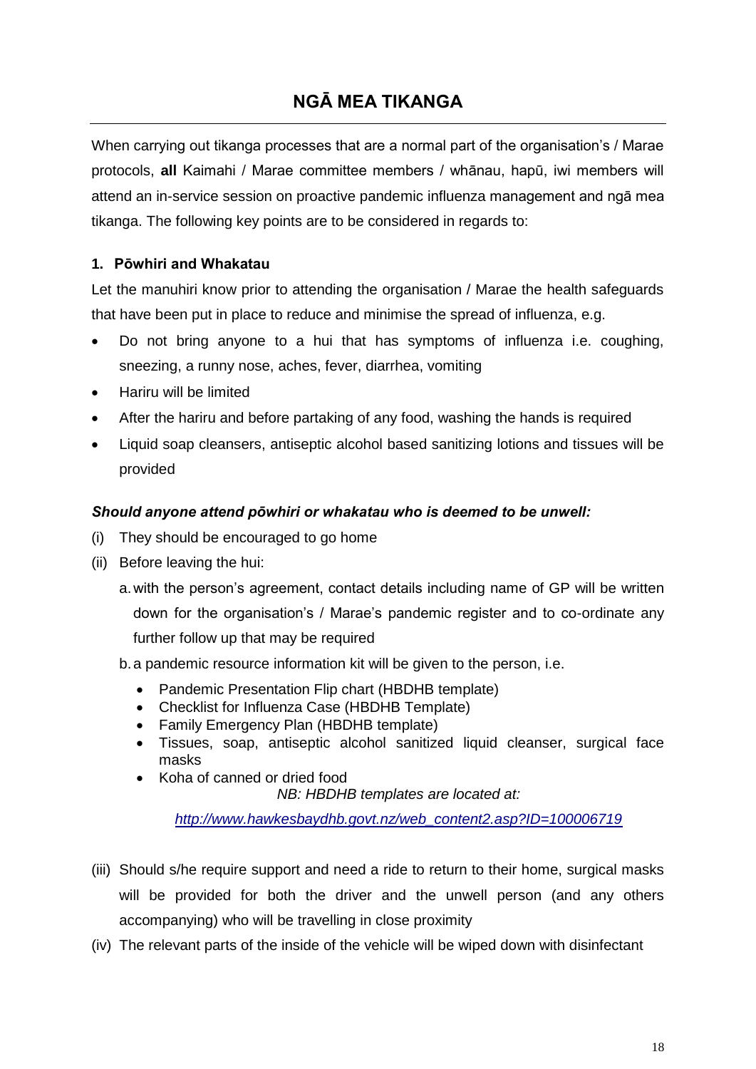# NGĀ MEA TIKANGA

When carrying out tikanga processes that are a normal part of the organisation's / Marae protocols, **all** Kaimahi / Marae committee members / whānau, hapū, iwi members will attend an in-service session on proactive pandemic influenza management and ngā mea tikanga. The following key points are to be considered in regards to:

### 1. Pōwhiri and Whakatau

Let the manuhiri know prior to attending the organisation / Marae the health safeguards that have been put in place to reduce and minimise the spread of influenza, e.g.

- Do not bring anyone to a hui that has symptoms of influenza i.e. coughing, sneezing, a runny nose, aches, fever, diarrhea, vomiting
- Hariru will be limited
- After the hariru and before partaking of any food, washing the hands is required
- Liquid soap cleansers, antiseptic alcohol based sanitizing lotions and tissues will be provided

***Should anyone attend pōwhiri or whakatau who is deemed to be unwell:***

(i) They should be encouraged to go home

(ii) Before leaving the hui:

   a. with the person's agreement, contact details including name of GP will be written down for the organisation's / Marae's pandemic register and to co-ordinate any further follow up that may be required

   b. a pandemic resource information kit will be given to the person, i.e.

   - Pandemic Presentation Flip chart (HBDHB template)
   - Checklist for Influenza Case (HBDHB Template)
   - Family Emergency Plan (HBDHB template)
   - Tissues, soap, antiseptic alcohol sanitized liquid cleanser, surgical face masks
   - Koha of canned or dried food

   *NB: HBDHB templates are located at:*

   *http://www.hawkesbaydhb.govt.nz/web_content2.asp?ID=100006719*

(iii) Should s/he require support and need a ride to return to their home, surgical masks will be provided for both the driver and the unwell person (and any others accompanying) who will be travelling in close proximity

(iv) The relevant parts of the inside of the vehicle will be wiped down with disinfectant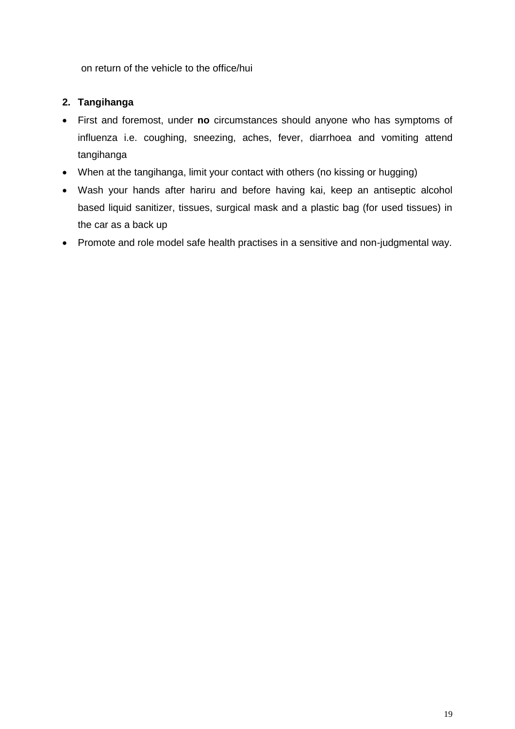on return of the vehicle to the office/hui

## 2. Tangihanga

- First and foremost, under **no** circumstances should anyone who has symptoms of influenza i.e. coughing, sneezing, aches, fever, diarrhoea and vomiting attend tangihanga
- When at the tangihanga, limit your contact with others (no kissing or hugging)
- Wash your hands after hariru and before having kai, keep an antiseptic alcohol based liquid sanitizer, tissues, surgical mask and a plastic bag (for used tissues) in the car as a back up
- Promote and role model safe health practises in a sensitive and non-judgmental way.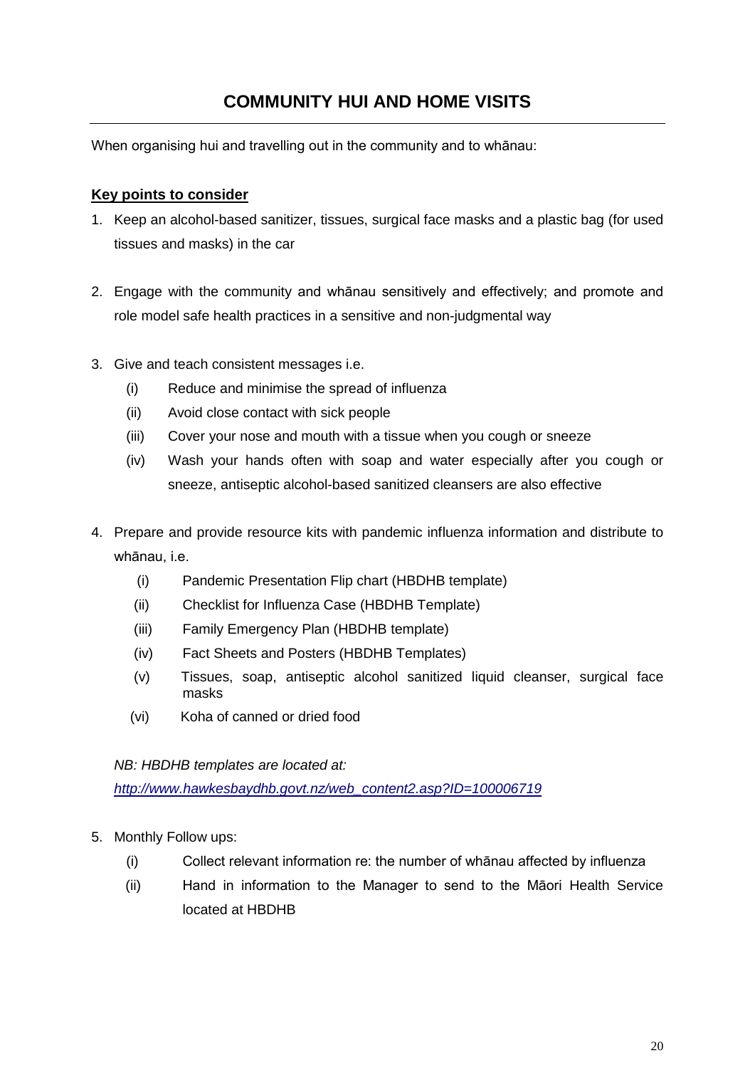# COMMUNITY HUI AND HOME VISITS

When organising hui and travelling out in the community and to whānau:

**Key points to consider**

1. Keep an alcohol-based sanitizer, tissues, surgical face masks and a plastic bag (for used tissues and masks) in the car

2. Engage with the community and whānau sensitively and effectively; and promote and role model safe health practices in a sensitive and non-judgmental way

3. Give and teach consistent messages i.e.
   - (i) Reduce and minimise the spread of influenza
   - (ii) Avoid close contact with sick people
   - (iii) Cover your nose and mouth with a tissue when you cough or sneeze
   - (iv) Wash your hands often with soap and water especially after you cough or sneeze, antiseptic alcohol-based sanitized cleansers are also effective

4. Prepare and provide resource kits with pandemic influenza information and distribute to whānau, i.e.
   - (i) Pandemic Presentation Flip chart (HBDHB template)
   - (ii) Checklist for Influenza Case (HBDHB Template)
   - (iii) Family Emergency Plan (HBDHB template)
   - (iv) Fact Sheets and Posters (HBDHB Templates)
   - (v) Tissues, soap, antiseptic alcohol sanitized liquid cleanser, surgical face masks
   - (vi) Koha of canned or dried food

   *NB: HBDHB templates are located at:*
   *http://www.hawkesbaydhb.govt.nz/web_content2.asp?ID=100006719*

5. Monthly Follow ups:
   - (i) Collect relevant information re: the number of whānau affected by influenza
   - (ii) Hand in information to the Manager to send to the Māori Health Service located at HBDHB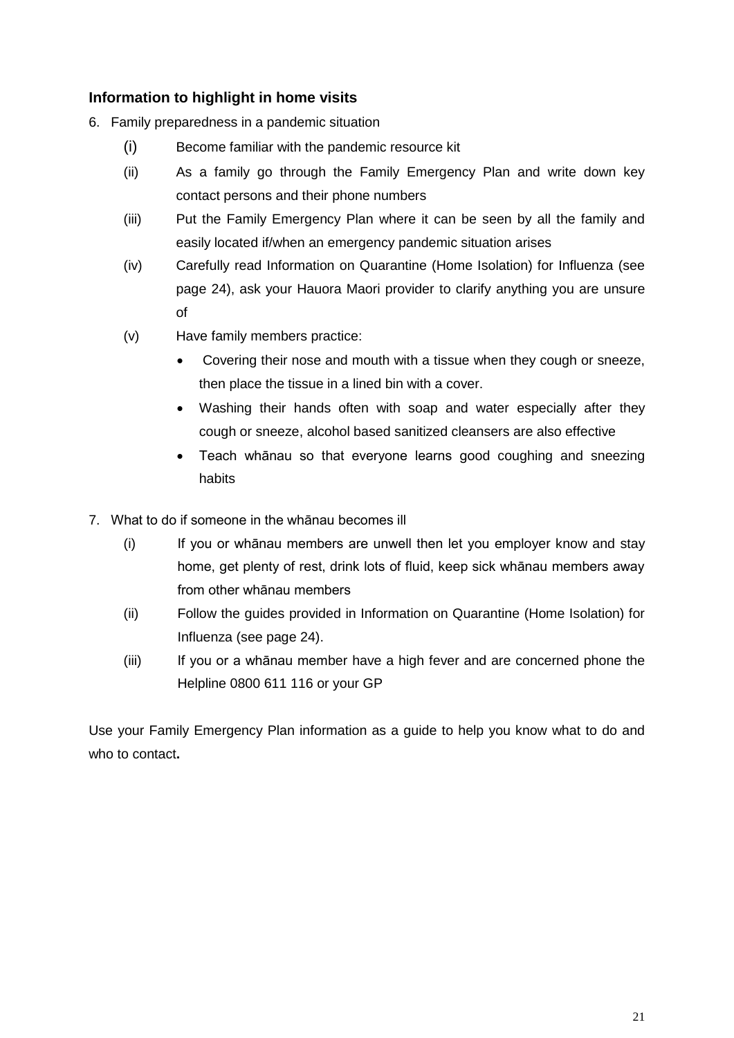### Information to highlight in home visits

6. Family preparedness in a pandemic situation

   (i) Become familiar with the pandemic resource kit

   (ii) As a family go through the Family Emergency Plan and write down key contact persons and their phone numbers

   (iii) Put the Family Emergency Plan where it can be seen by all the family and easily located if/when an emergency pandemic situation arises

   (iv) Carefully read Information on Quarantine (Home Isolation) for Influenza (see page 24), ask your Hauora Maori provider to clarify anything you are unsure of

   (v) Have family members practice:

   - Covering their nose and mouth with a tissue when they cough or sneeze, then place the tissue in a lined bin with a cover.
   - Washing their hands often with soap and water especially after they cough or sneeze, alcohol based sanitized cleansers are also effective
   - Teach whānau so that everyone learns good coughing and sneezing habits

7. What to do if someone in the whānau becomes ill

   (i) If you or whānau members are unwell then let you employer know and stay home, get plenty of rest, drink lots of fluid, keep sick whānau members away from other whānau members

   (ii) Follow the guides provided in Information on Quarantine (Home Isolation) for Influenza (see page 24).

   (iii) If you or a whānau member have a high fever and are concerned phone the Helpline 0800 611 116 or your GP

Use your Family Emergency Plan information as a guide to help you know what to do and who to contact**.**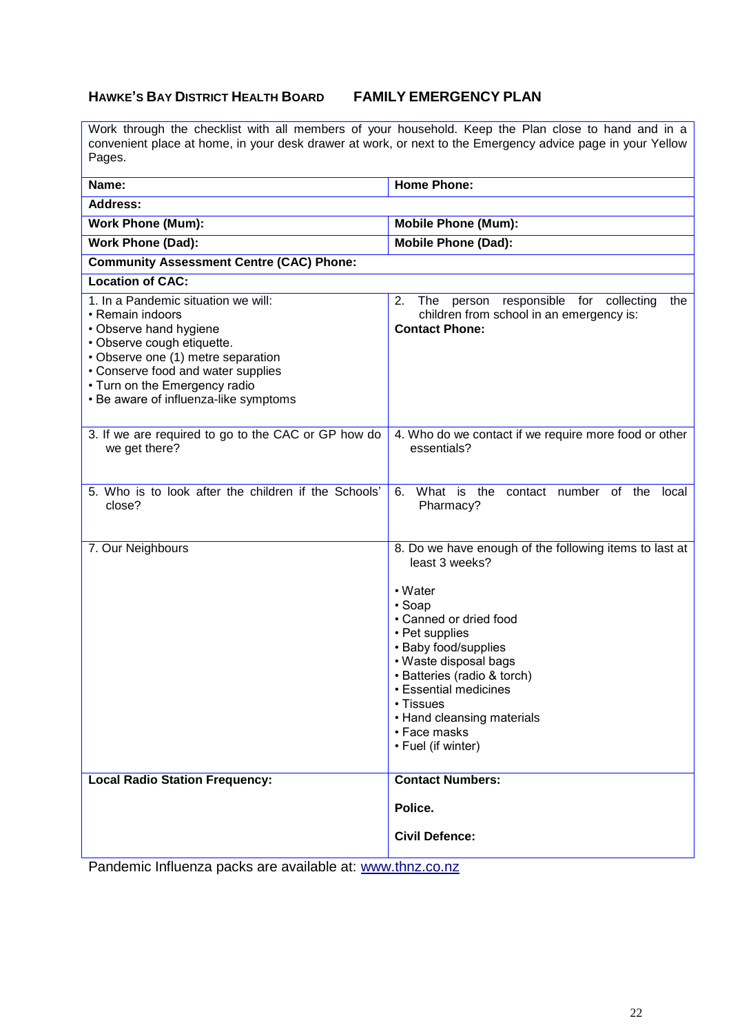## HAWKE'S BAY DISTRICT HEALTH BOARD FAMILY EMERGENCY PLAN

Work through the checklist with all members of your household. Keep the Plan close to hand and in a convenient place at home, in your desk drawer at work, or next to the Emergency advice page in your Yellow Pages.

| **Name:** | **Home Phone:** |
|---|---|
| **Address:** | |
| **Work Phone (Mum):** | **Mobile Phone (Mum):** |
| **Work Phone (Dad):** | **Mobile Phone (Dad):** |
| **Community Assessment Centre (CAC) Phone:** | |
| **Location of CAC:** | |
| 1. In a Pandemic situation we will:<br>• Remain indoors<br>• Observe hand hygiene<br>• Observe cough etiquette.<br>• Observe one (1) metre separation<br>• Conserve food and water supplies<br>• Turn on the Emergency radio<br>• Be aware of influenza-like symptoms | 2. The person responsible for collecting the children from school in an emergency is:<br>**Contact Phone:** |
| 3. If we are required to go to the CAC or GP how do we get there? | 4. Who do we contact if we require more food or other essentials? |
| 5. Who is to look after the children if the Schools' close? | 6. What is the contact number of the local Pharmacy? |
| 7. Our Neighbours | 8. Do we have enough of the following items to last at least 3 weeks?<br>• Water<br>• Soap<br>• Canned or dried food<br>• Pet supplies<br>• Baby food/supplies<br>• Waste disposal bags<br>• Batteries (radio & torch)<br>• Essential medicines<br>• Tissues<br>• Hand cleansing materials<br>• Face masks<br>• Fuel (if winter) |
| **Local Radio Station Frequency:** | **Contact Numbers:**<br>**Police.**<br>**Civil Defence:** |

Pandemic Influenza packs are available at: [www.thnz.co.nz](http://www.thnz.co.nz)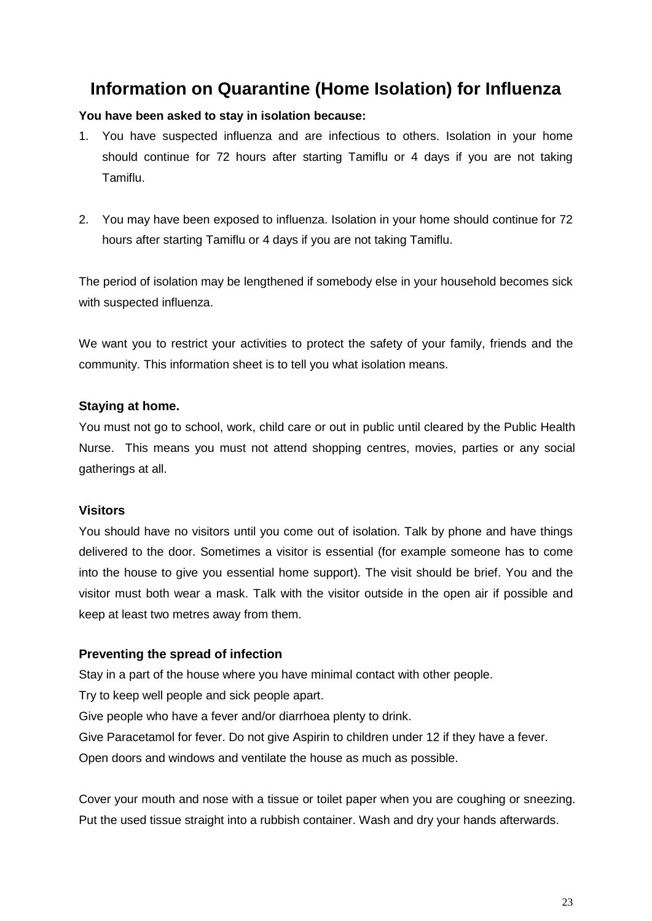# Information on Quarantine (Home Isolation) for Influenza

**You have been asked to stay in isolation because:**

1. You have suspected influenza and are infectious to others. Isolation in your home should continue for 72 hours after starting Tamiflu or 4 days if you are not taking Tamiflu.

2. You may have been exposed to influenza. Isolation in your home should continue for 72 hours after starting Tamiflu or 4 days if you are not taking Tamiflu.

The period of isolation may be lengthened if somebody else in your household becomes sick with suspected influenza.

We want you to restrict your activities to protect the safety of your family, friends and the community. This information sheet is to tell you what isolation means.

### Staying at home.

You must not go to school, work, child care or out in public until cleared by the Public Health Nurse. This means you must not attend shopping centres, movies, parties or any social gatherings at all.

### Visitors

You should have no visitors until you come out of isolation. Talk by phone and have things delivered to the door. Sometimes a visitor is essential (for example someone has to come into the house to give you essential home support). The visit should be brief. You and the visitor must both wear a mask. Talk with the visitor outside in the open air if possible and keep at least two metres away from them.

### Preventing the spread of infection

Stay in a part of the house where you have minimal contact with other people.
Try to keep well people and sick people apart.
Give people who have a fever and/or diarrhoea plenty to drink.
Give Paracetamol for fever. Do not give Aspirin to children under 12 if they have a fever.
Open doors and windows and ventilate the house as much as possible.

Cover your mouth and nose with a tissue or toilet paper when you are coughing or sneezing. Put the used tissue straight into a rubbish container. Wash and dry your hands afterwards.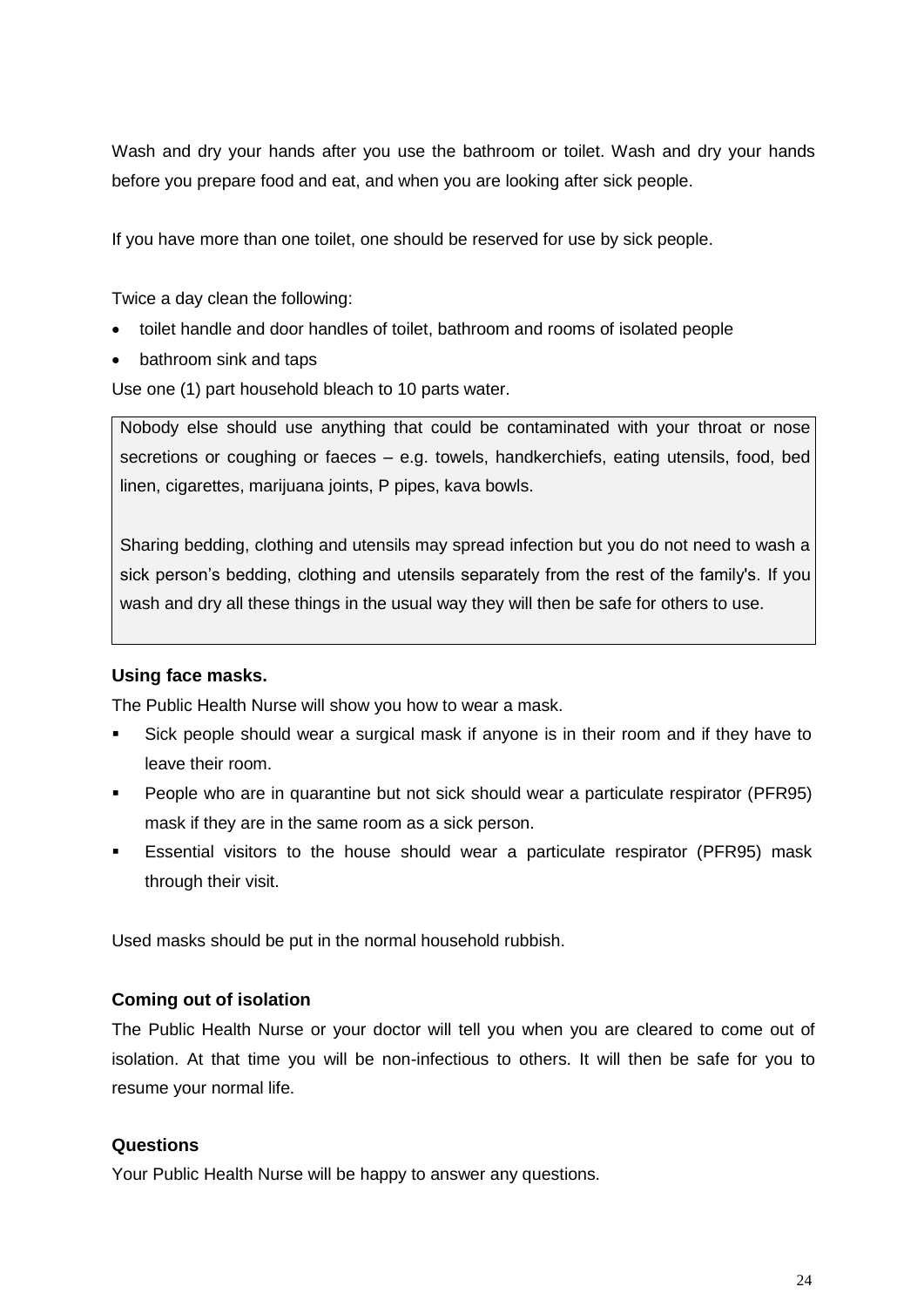Wash and dry your hands after you use the bathroom or toilet. Wash and dry your hands before you prepare food and eat, and when you are looking after sick people.

If you have more than one toilet, one should be reserved for use by sick people.

Twice a day clean the following:

- toilet handle and door handles of toilet, bathroom and rooms of isolated people
- bathroom sink and taps

Use one (1) part household bleach to 10 parts water.

Nobody else should use anything that could be contaminated with your throat or nose secretions or coughing or faeces – e.g. towels, handkerchiefs, eating utensils, food, bed linen, cigarettes, marijuana joints, P pipes, kava bowls.

Sharing bedding, clothing and utensils may spread infection but you do not need to wash a sick person's bedding, clothing and utensils separately from the rest of the family's. If you wash and dry all these things in the usual way they will then be safe for others to use.

**Using face masks.**

The Public Health Nurse will show you how to wear a mask.

- Sick people should wear a surgical mask if anyone is in their room and if they have to leave their room.
- People who are in quarantine but not sick should wear a particulate respirator (PFR95) mask if they are in the same room as a sick person.
- Essential visitors to the house should wear a particulate respirator (PFR95) mask through their visit.

Used masks should be put in the normal household rubbish.

**Coming out of isolation**

The Public Health Nurse or your doctor will tell you when you are cleared to come out of isolation. At that time you will be non-infectious to others. It will then be safe for you to resume your normal life.

**Questions**

Your Public Health Nurse will be happy to answer any questions.